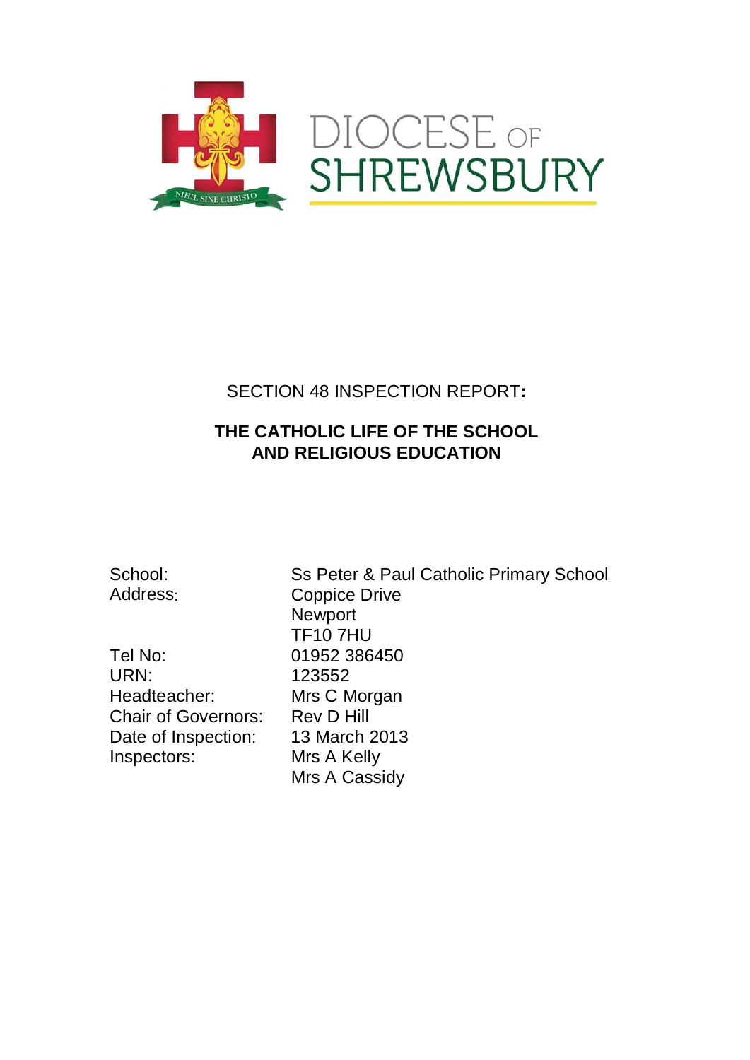DIOCESE OF SHREWSBURY

NIHIL SINE CHRISTO

# SECTION 48 INSPECTION REPORT:

## THE CATHOLIC LIFE OF THE SCHOOL AND RELIGIOUS EDUCATION

| | |
|---|---|
| School: | Ss Peter & Paul Catholic Primary School |
| Address: | Coppice Drive<br>Newport<br>TF10 7HU |
| Tel No: | 01952 386450 |
| URN: | 123552 |
| Headteacher: | Mrs C Morgan |
| Chair of Governors: | Rev D Hill |
| Date of Inspection: | 13 March 2013 |
| Inspectors: | Mrs A Kelly<br>Mrs A Cassidy |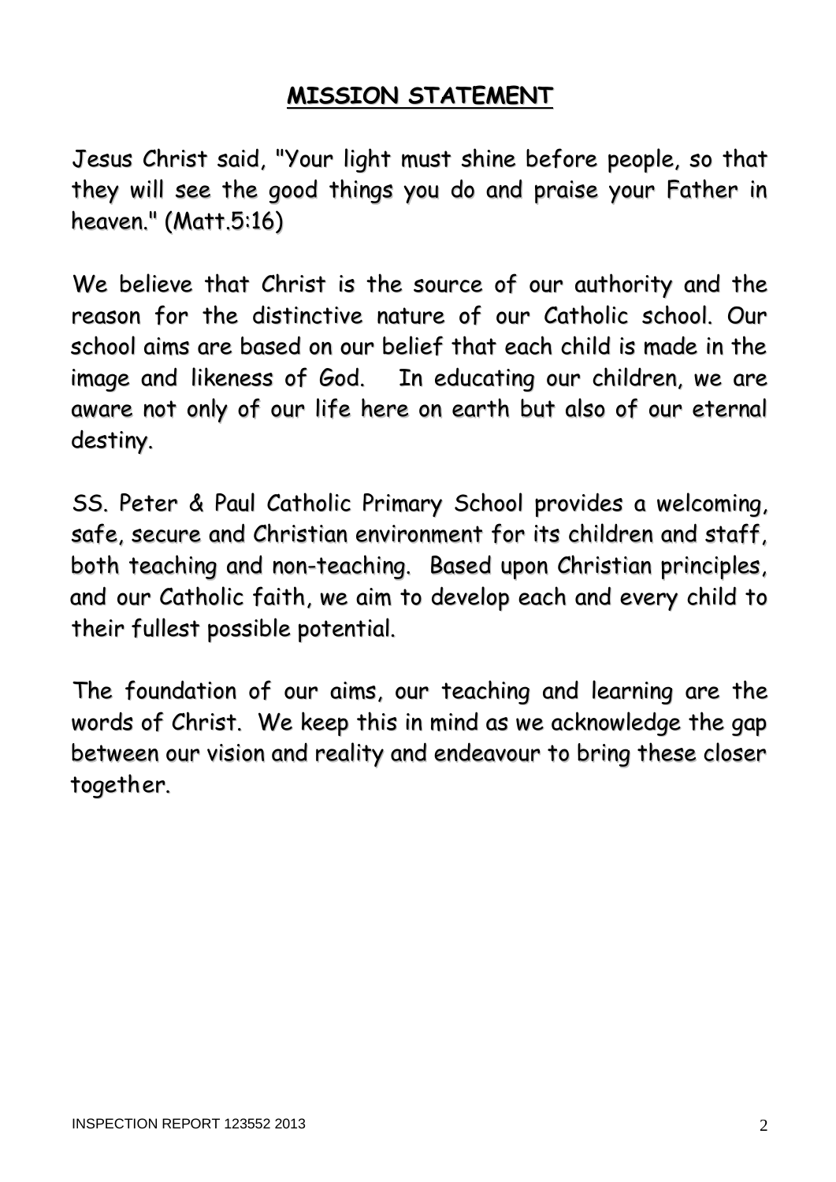## MISSION STATEMENT

Jesus Christ said, "Your light must shine before people, so that they will see the good things you do and praise your Father in heaven." (Matt.5:16)

We believe that Christ is the source of our authority and the reason for the distinctive nature of our Catholic school. Our school aims are based on our belief that each child is made in the image and likeness of God. In educating our children, we are aware not only of our life here on earth but also of our eternal destiny.

SS. Peter & Paul Catholic Primary School provides a welcoming, safe, secure and Christian environment for its children and staff, both teaching and non-teaching. Based upon Christian principles, and our Catholic faith, we aim to develop each and every child to their fullest possible potential.

The foundation of our aims, our teaching and learning are the words of Christ. We keep this in mind as we acknowledge the gap between our vision and reality and endeavour to bring these closer together.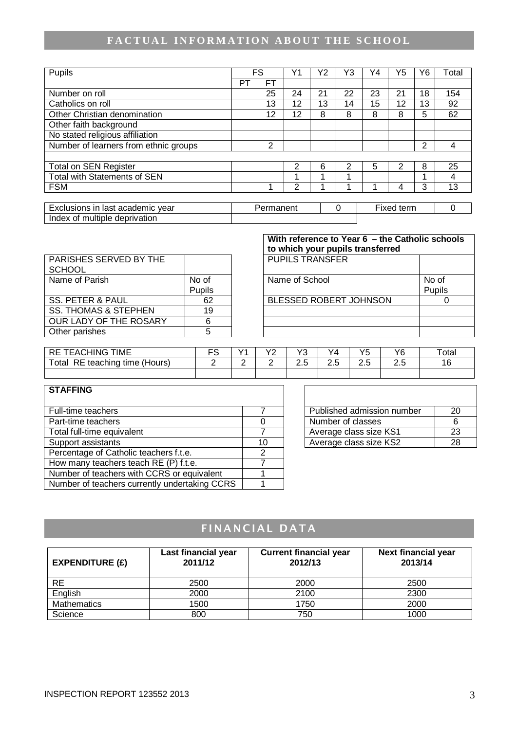# FACTUAL INFORMATION ABOUT THE SCHOOL

| Pupils | FS | | Y1 | Y2 | Y3 | Y4 | Y5 | Y6 | Total |
|---|---|---|---|---|---|---|---|---|---|
| | PT | FT | | | | | | | |
| Number on roll | | 25 | 24 | 21 | 22 | 23 | 21 | 18 | 154 |
| Catholics on roll | | 13 | 12 | 13 | 14 | 15 | 12 | 13 | 92 |
| Other Christian denomination | | 12 | 12 | 8 | 8 | 8 | 8 | 5 | 62 |
| Other faith background | | | | | | | | | |
| No stated religious affiliation | | | | | | | | | |
| Number of learners from ethnic groups | | 2 | | | | | | 2 | 4 |
| | | | | | | | | | |
| Total on SEN Register | | | 2 | 6 | 2 | 5 | 2 | 8 | 25 |
| Total with Statements of SEN | | | 1 | 1 | 1 | | | 1 | 4 |
| FSM | | 1 | 2 | 1 | 1 | 1 | 4 | 3 | 13 |

| Exclusions in last academic year | Permanent | 0 | Fixed term | 0 |
|---|---|---|---|---|
| Index of multiple deprivation | | | | |

| PARISHES SERVED BY THE SCHOOL | |
|---|---|
| Name of Parish | No of Pupils |
| SS. PETER & PAUL | 62 |
| SS. THOMAS & STEPHEN | 19 |
| OUR LADY OF THE ROSARY | 6 |
| Other parishes | 5 |

| **With reference to Year 6 – the Catholic schools to which your pupils transferred** | |
|---|---|
| PUPILS TRANSFER | |
| Name of School | No of Pupils |
| BLESSED ROBERT JOHNSON | 0 |
| | |
| | |

| RE TEACHING TIME | FS | Y1 | Y2 | Y3 | Y4 | Y5 | Y6 | Total |
|---|---|---|---|---|---|---|---|---|
| Total RE teaching time (Hours) | 2 | 2 | 2 | 2.5 | 2.5 | 2.5 | 2.5 | 16 |
| | | | | | | | | |

| **STAFFING** | |
|---|---|
| Full-time teachers | 7 |
| Part-time teachers | 0 |
| Total full-time equivalent | 7 |
| Support assistants | 10 |
| Percentage of Catholic teachers f.t.e. | 2 |
| How many teachers teach RE (P) f.t.e. | 7 |
| Number of teachers with CCRS or equivalent | 1 |
| Number of teachers currently undertaking CCRS | 1 |

| | |
|---|---|
| Published admission number | 20 |
| Number of classes | 6 |
| Average class size KS1 | 23 |
| Average class size KS2 | 28 |

# FINANCIAL DATA

| EXPENDITURE (£) | Last financial year 2011/12 | Current financial year 2012/13 | Next financial year 2013/14 |
|---|---|---|---|
| RE | 2500 | 2000 | 2500 |
| English | 2000 | 2100 | 2300 |
| Mathematics | 1500 | 1750 | 2000 |
| Science | 800 | 750 | 1000 |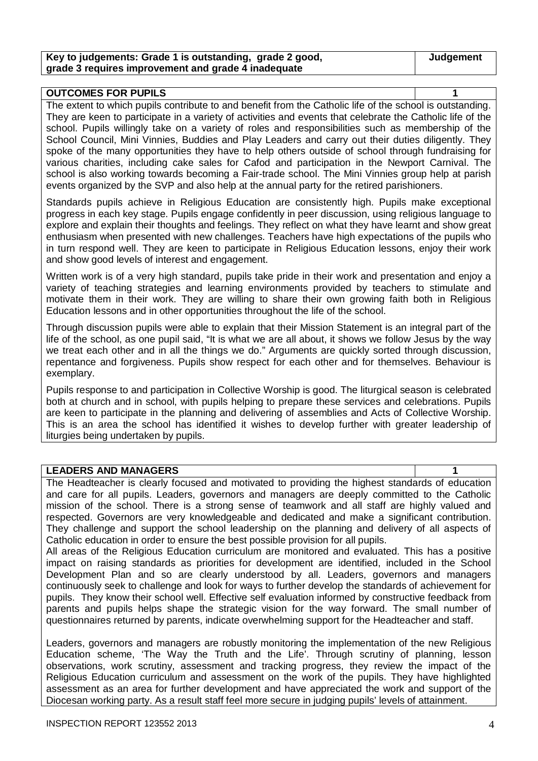| Key to judgements: Grade 1 is outstanding, grade 2 good, grade 3 requires improvement and grade 4 inadequate | Judgement |
|---|---|

| OUTCOMES FOR PUPILS | 1 |
|---|---|

The extent to which pupils contribute to and benefit from the Catholic life of the school is outstanding. They are keen to participate in a variety of activities and events that celebrate the Catholic life of the school. Pupils willingly take on a variety of roles and responsibilities such as membership of the School Council, Mini Vinnies, Buddies and Play Leaders and carry out their duties diligently. They spoke of the many opportunities they have to help others outside of school through fundraising for various charities, including cake sales for Cafod and participation in the Newport Carnival. The school is also working towards becoming a Fair-trade school. The Mini Vinnies group help at parish events organized by the SVP and also help at the annual party for the retired parishioners.

Standards pupils achieve in Religious Education are consistently high. Pupils make exceptional progress in each key stage. Pupils engage confidently in peer discussion, using religious language to explore and explain their thoughts and feelings. They reflect on what they have learnt and show great enthusiasm when presented with new challenges. Teachers have high expectations of the pupils who in turn respond well. They are keen to participate in Religious Education lessons, enjoy their work and show good levels of interest and engagement.

Written work is of a very high standard, pupils take pride in their work and presentation and enjoy a variety of teaching strategies and learning environments provided by teachers to stimulate and motivate them in their work. They are willing to share their own growing faith both in Religious Education lessons and in other opportunities throughout the life of the school.

Through discussion pupils were able to explain that their Mission Statement is an integral part of the life of the school, as one pupil said, "It is what we are all about, it shows we follow Jesus by the way we treat each other and in all the things we do." Arguments are quickly sorted through discussion, repentance and forgiveness. Pupils show respect for each other and for themselves. Behaviour is exemplary.

Pupils response to and participation in Collective Worship is good. The liturgical season is celebrated both at church and in school, with pupils helping to prepare these services and celebrations. Pupils are keen to participate in the planning and delivering of assemblies and Acts of Collective Worship. This is an area the school has identified it wishes to develop further with greater leadership of liturgies being undertaken by pupils.

| LEADERS AND MANAGERS | 1 |
|---|---|

The Headteacher is clearly focused and motivated to providing the highest standards of education and care for all pupils. Leaders, governors and managers are deeply committed to the Catholic mission of the school. There is a strong sense of teamwork and all staff are highly valued and respected. Governors are very knowledgeable and dedicated and make a significant contribution. They challenge and support the school leadership on the planning and delivery of all aspects of Catholic education in order to ensure the best possible provision for all pupils.

All areas of the Religious Education curriculum are monitored and evaluated. This has a positive impact on raising standards as priorities for development are identified, included in the School Development Plan and so are clearly understood by all. Leaders, governors and managers continuously seek to challenge and look for ways to further develop the standards of achievement for pupils. They know their school well. Effective self evaluation informed by constructive feedback from parents and pupils helps shape the strategic vision for the way forward. The small number of questionnaires returned by parents, indicate overwhelming support for the Headteacher and staff.

Leaders, governors and managers are robustly monitoring the implementation of the new Religious Education scheme, 'The Way the Truth and the Life'. Through scrutiny of planning, lesson observations, work scrutiny, assessment and tracking progress, they review the impact of the Religious Education curriculum and assessment on the work of the pupils. They have highlighted assessment as an area for further development and have appreciated the work and support of the Diocesan working party. As a result staff feel more secure in judging pupils' levels of attainment.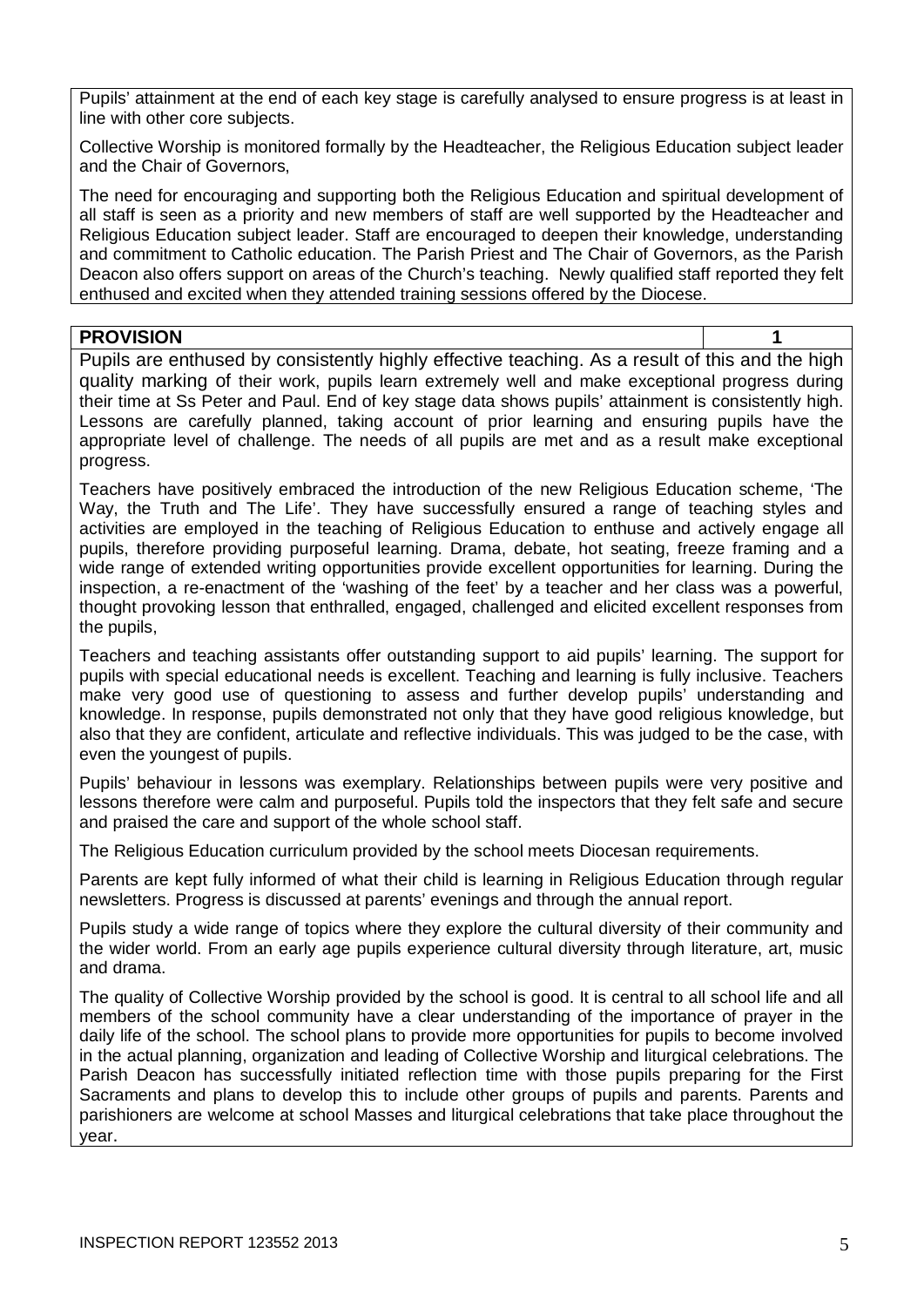Pupils' attainment at the end of each key stage is carefully analysed to ensure progress is at least in line with other core subjects.

Collective Worship is monitored formally by the Headteacher, the Religious Education subject leader and the Chair of Governors,

The need for encouraging and supporting both the Religious Education and spiritual development of all staff is seen as a priority and new members of staff are well supported by the Headteacher and Religious Education subject leader. Staff are encouraged to deepen their knowledge, understanding and commitment to Catholic education. The Parish Priest and The Chair of Governors, as the Parish Deacon also offers support on areas of the Church's teaching. Newly qualified staff reported they felt enthused and excited when they attended training sessions offered by the Diocese.

| **PROVISION** | **1** |
|---|---|

Pupils are enthused by consistently highly effective teaching. As a result of this and the high quality marking of their work, pupils learn extremely well and make exceptional progress during their time at Ss Peter and Paul. End of key stage data shows pupils' attainment is consistently high. Lessons are carefully planned, taking account of prior learning and ensuring pupils have the appropriate level of challenge. The needs of all pupils are met and as a result make exceptional progress.

Teachers have positively embraced the introduction of the new Religious Education scheme, 'The Way, the Truth and The Life'. They have successfully ensured a range of teaching styles and activities are employed in the teaching of Religious Education to enthuse and actively engage all pupils, therefore providing purposeful learning. Drama, debate, hot seating, freeze framing and a wide range of extended writing opportunities provide excellent opportunities for learning. During the inspection, a re-enactment of the 'washing of the feet' by a teacher and her class was a powerful, thought provoking lesson that enthralled, engaged, challenged and elicited excellent responses from the pupils,

Teachers and teaching assistants offer outstanding support to aid pupils' learning. The support for pupils with special educational needs is excellent. Teaching and learning is fully inclusive. Teachers make very good use of questioning to assess and further develop pupils' understanding and knowledge. In response, pupils demonstrated not only that they have good religious knowledge, but also that they are confident, articulate and reflective individuals. This was judged to be the case, with even the youngest of pupils.

Pupils' behaviour in lessons was exemplary. Relationships between pupils were very positive and lessons therefore were calm and purposeful. Pupils told the inspectors that they felt safe and secure and praised the care and support of the whole school staff.

The Religious Education curriculum provided by the school meets Diocesan requirements.

Parents are kept fully informed of what their child is learning in Religious Education through regular newsletters. Progress is discussed at parents' evenings and through the annual report.

Pupils study a wide range of topics where they explore the cultural diversity of their community and the wider world. From an early age pupils experience cultural diversity through literature, art, music and drama.

The quality of Collective Worship provided by the school is good. It is central to all school life and all members of the school community have a clear understanding of the importance of prayer in the daily life of the school. The school plans to provide more opportunities for pupils to become involved in the actual planning, organization and leading of Collective Worship and liturgical celebrations. The Parish Deacon has successfully initiated reflection time with those pupils preparing for the First Sacraments and plans to develop this to include other groups of pupils and parents. Parents and parishioners are welcome at school Masses and liturgical celebrations that take place throughout the year.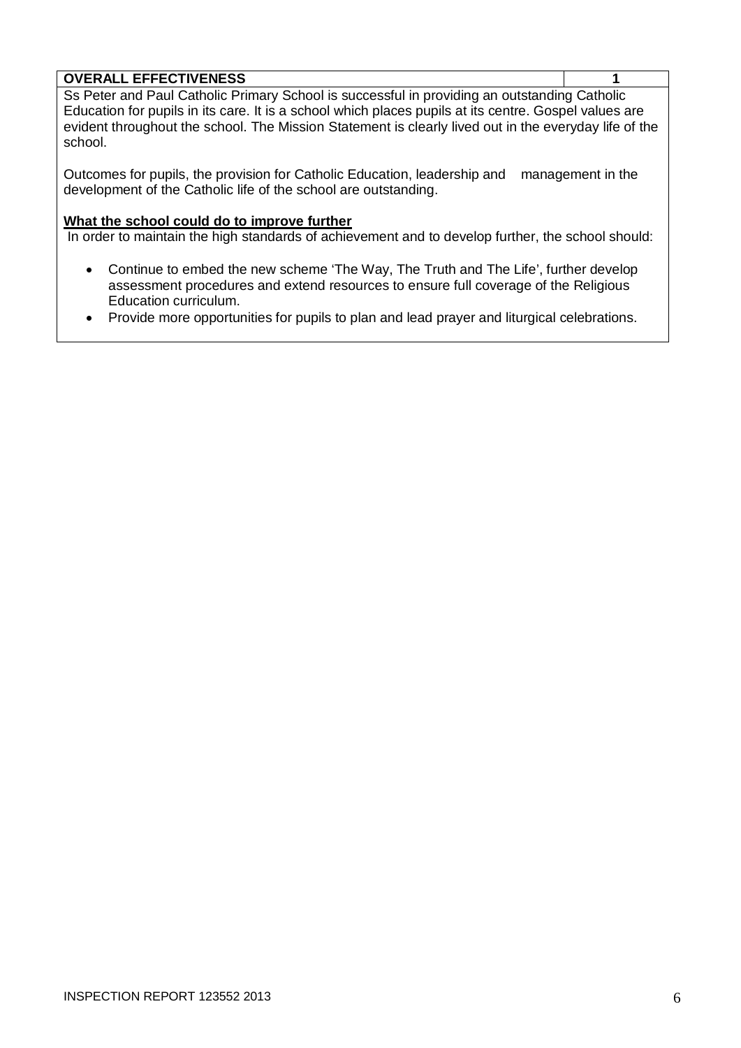| OVERALL EFFECTIVENESS | 1 |
|---|---|

Ss Peter and Paul Catholic Primary School is successful in providing an outstanding Catholic Education for pupils in its care. It is a school which places pupils at its centre. Gospel values are evident throughout the school. The Mission Statement is clearly lived out in the everyday life of the school.

Outcomes for pupils, the provision for Catholic Education, leadership and management in the development of the Catholic life of the school are outstanding.

**What the school could do to improve further**

In order to maintain the high standards of achievement and to develop further, the school should:

- Continue to embed the new scheme 'The Way, The Truth and The Life', further develop assessment procedures and extend resources to ensure full coverage of the Religious Education curriculum.
- Provide more opportunities for pupils to plan and lead prayer and liturgical celebrations.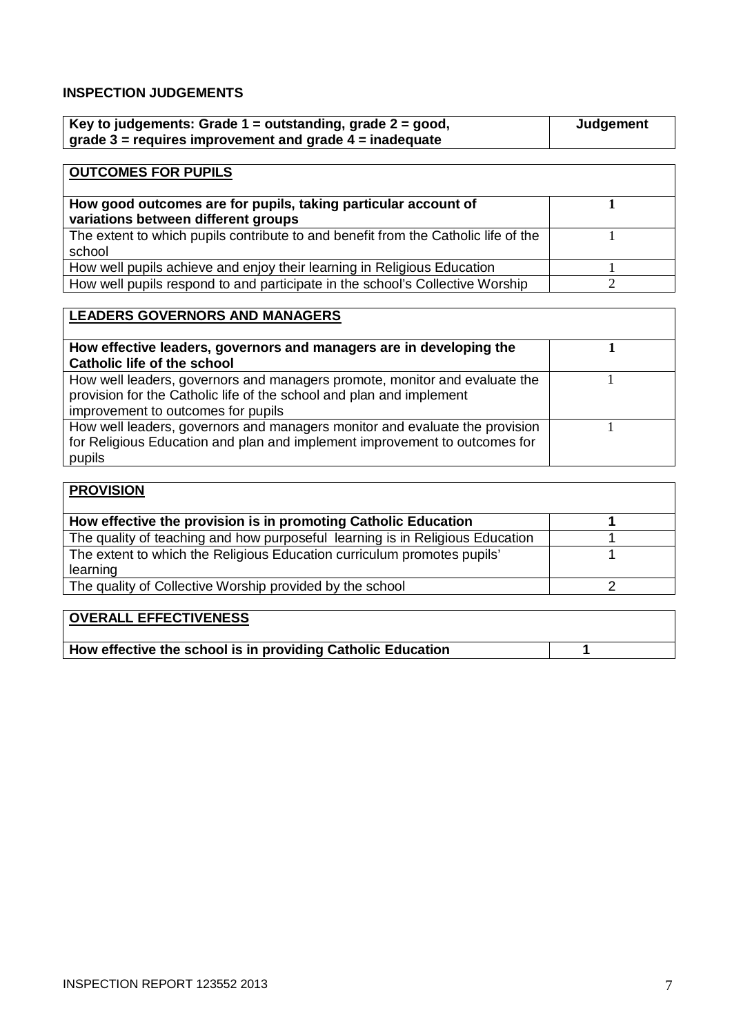## INSPECTION JUDGEMENTS

| Key to judgements: Grade 1 = outstanding, grade 2 = good, grade 3 = requires improvement and grade 4 = inadequate | Judgement |
|---|---|

| OUTCOMES FOR PUPILS | |
|---|---|
| **How good outcomes are for pupils, taking particular account of variations between different groups** | **1** |
| The extent to which pupils contribute to and benefit from the Catholic life of the school | 1 |
| How well pupils achieve and enjoy their learning in Religious Education | 1 |
| How well pupils respond to and participate in the school's Collective Worship | 2 |

| LEADERS GOVERNORS AND MANAGERS | |
|---|---|
| **How effective leaders, governors and managers are in developing the Catholic life of the school** | **1** |
| How well leaders, governors and managers promote, monitor and evaluate the provision for the Catholic life of the school and plan and implement improvement to outcomes for pupils | 1 |
| How well leaders, governors and managers monitor and evaluate the provision for Religious Education and plan and implement improvement to outcomes for pupils | 1 |

| PROVISION | |
|---|---|
| **How effective the provision is in promoting Catholic Education** | **1** |
| The quality of teaching and how purposeful learning is in Religious Education | 1 |
| The extent to which the Religious Education curriculum promotes pupils' learning | 1 |
| The quality of Collective Worship provided by the school | 2 |

| OVERALL EFFECTIVENESS | |
|---|---|
| **How effective the school is in providing Catholic Education** | **1** |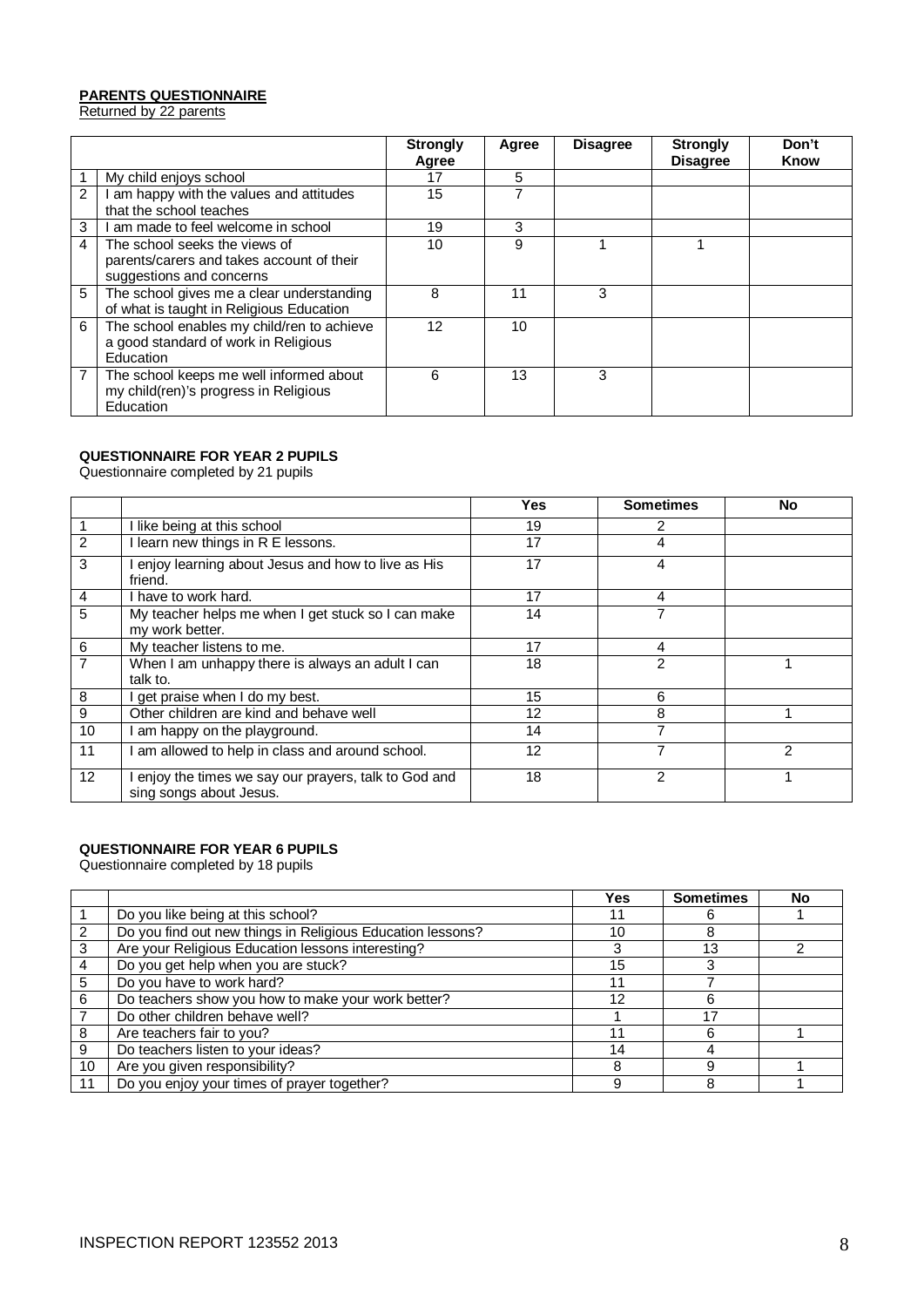**PARENTS QUESTIONNAIRE**
Returned by 22 parents

| | | Strongly Agree | Agree | Disagree | Strongly Disagree | Don't Know |
|---|---|---|---|---|---|---|
| 1 | My child enjoys school | 17 | 5 | | | |
| 2 | I am happy with the values and attitudes that the school teaches | 15 | 7 | | | |
| 3 | I am made to feel welcome in school | 19 | 3 | | | |
| 4 | The school seeks the views of parents/carers and takes account of their suggestions and concerns | 10 | 9 | 1 | 1 | |
| 5 | The school gives me a clear understanding of what is taught in Religious Education | 8 | 11 | 3 | | |
| 6 | The school enables my child/ren to achieve a good standard of work in Religious Education | 12 | 10 | | | |
| 7 | The school keeps me well informed about my child(ren)'s progress in Religious Education | 6 | 13 | 3 | | |

**QUESTIONNAIRE FOR YEAR 2 PUPILS**
Questionnaire completed by 21 pupils

| | | Yes | Sometimes | No |
|---|---|---|---|---|
| 1 | I like being at this school | 19 | 2 | |
| 2 | I learn new things in R E lessons. | 17 | 4 | |
| 3 | I enjoy learning about Jesus and how to live as His friend. | 17 | 4 | |
| 4 | I have to work hard. | 17 | 4 | |
| 5 | My teacher helps me when I get stuck so I can make my work better. | 14 | 7 | |
| 6 | My teacher listens to me. | 17 | 4 | |
| 7 | When I am unhappy there is always an adult I can talk to. | 18 | 2 | 1 |
| 8 | I get praise when I do my best. | 15 | 6 | |
| 9 | Other children are kind and behave well | 12 | 8 | 1 |
| 10 | I am happy on the playground. | 14 | 7 | |
| 11 | I am allowed to help in class and around school. | 12 | 7 | 2 |
| 12 | I enjoy the times we say our prayers, talk to God and sing songs about Jesus. | 18 | 2 | 1 |

**QUESTIONNAIRE FOR YEAR 6 PUPILS**
Questionnaire completed by 18 pupils

| | | Yes | Sometimes | No |
|---|---|---|---|---|
| 1 | Do you like being at this school? | 11 | 6 | 1 |
| 2 | Do you find out new things in Religious Education lessons? | 10 | 8 | |
| 3 | Are your Religious Education lessons interesting? | 3 | 13 | 2 |
| 4 | Do you get help when you are stuck? | 15 | 3 | |
| 5 | Do you have to work hard? | 11 | 7 | |
| 6 | Do teachers show you how to make your work better? | 12 | 6 | |
| 7 | Do other children behave well? | 1 | 17 | |
| 8 | Are teachers fair to you? | 11 | 6 | 1 |
| 9 | Do teachers listen to your ideas? | 14 | 4 | |
| 10 | Are you given responsibility? | 8 | 9 | 1 |
| 11 | Do you enjoy your times of prayer together? | 9 | 8 | 1 |